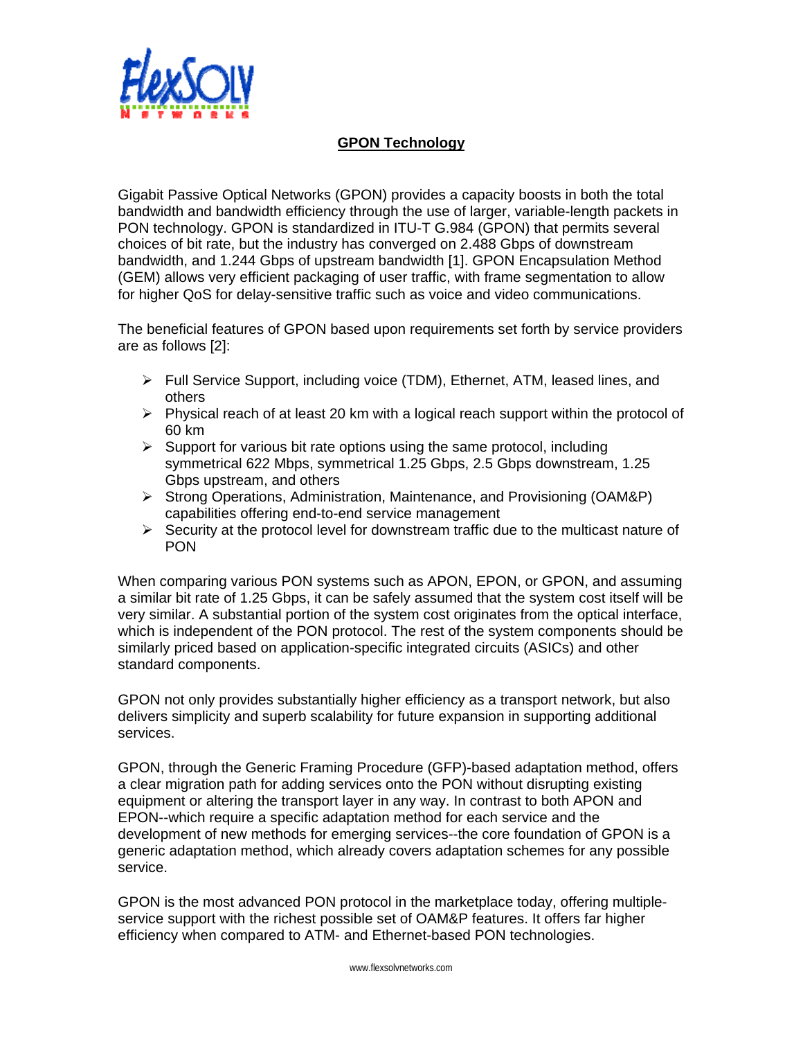# GPON Technology

Gigabit Passive Optical Networks (GPON) provides a capacity boosts in both the total bandwidth and bandwidth efficiency through the use of larger, variable-length packets in PON technology. GPON is standardized in ITU-T G.984 (GPON) that permits several choices of bit rate, but the industry has converged on 2.488 Gbps of downstream bandwidth, and 1.244 Gbps of upstream bandwidth [1]. GPON Encapsulation Method (GEM) allows very efficient packaging of user traffic, with frame segmentation to allow for higher QoS for delay-sensitive traffic such as voice and video communications.

The beneficial features of GPON based upon requirements set forth by service providers are as follows [2]:

- Full Service Support, including voice (TDM), Ethernet, ATM, leased lines, and others
- Physical reach of at least 20 km with a logical reach support within the protocol of 60 km
- Support for various bit rate options using the same protocol, including symmetrical 622 Mbps, symmetrical 1.25 Gbps, 2.5 Gbps downstream, 1.25 Gbps upstream, and others
- Strong Operations, Administration, Maintenance, and Provisioning (OAM&P) capabilities offering end-to-end service management
- Security at the protocol level for downstream traffic due to the multicast nature of PON

When comparing various PON systems such as APON, EPON, or GPON, and assuming a similar bit rate of 1.25 Gbps, it can be safely assumed that the system cost itself will be very similar. A substantial portion of the system cost originates from the optical interface, which is independent of the PON protocol. The rest of the system components should be similarly priced based on application-specific integrated circuits (ASICs) and other standard components.

GPON not only provides substantially higher efficiency as a transport network, but also delivers simplicity and superb scalability for future expansion in supporting additional services.

GPON, through the Generic Framing Procedure (GFP)-based adaptation method, offers a clear migration path for adding services onto the PON without disrupting existing equipment or altering the transport layer in any way. In contrast to both APON and EPON--which require a specific adaptation method for each service and the development of new methods for emerging services--the core foundation of GPON is a generic adaptation method, which already covers adaptation schemes for any possible service.

GPON is the most advanced PON protocol in the marketplace today, offering multiple-service support with the richest possible set of OAM&P features. It offers far higher efficiency when compared to ATM- and Ethernet-based PON technologies.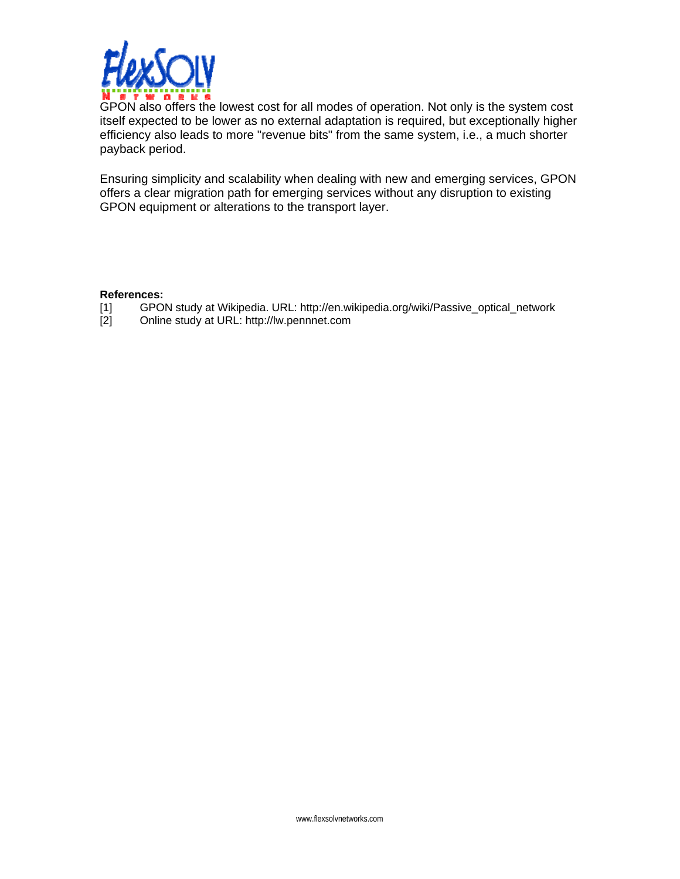GPON also offers the lowest cost for all modes of operation. Not only is the system cost itself expected to be lower as no external adaptation is required, but exceptionally higher efficiency also leads to more "revenue bits" from the same system, i.e., a much shorter payback period.

Ensuring simplicity and scalability when dealing with new and emerging services, GPON offers a clear migration path for emerging services without any disruption to existing GPON equipment or alterations to the transport layer.

**References:**

[1] GPON study at Wikipedia. URL: http://en.wikipedia.org/wiki/Passive_optical_network

[2] Online study at URL: http://lw.pennnet.com